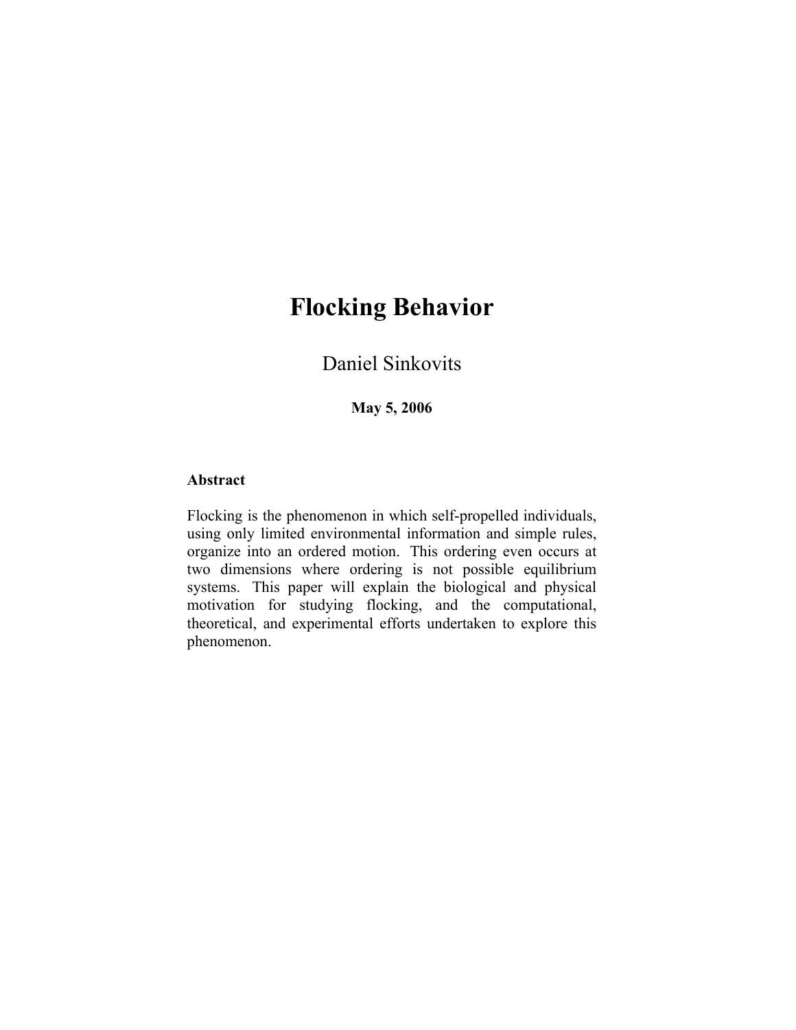# Flocking Behavior

Daniel Sinkovits

**May 5, 2006**

**Abstract**

Flocking is the phenomenon in which self-propelled individuals, using only limited environmental information and simple rules, organize into an ordered motion. This ordering even occurs at two dimensions where ordering is not possible equilibrium systems. This paper will explain the biological and physical motivation for studying flocking, and the computational, theoretical, and experimental efforts undertaken to explore this phenomenon.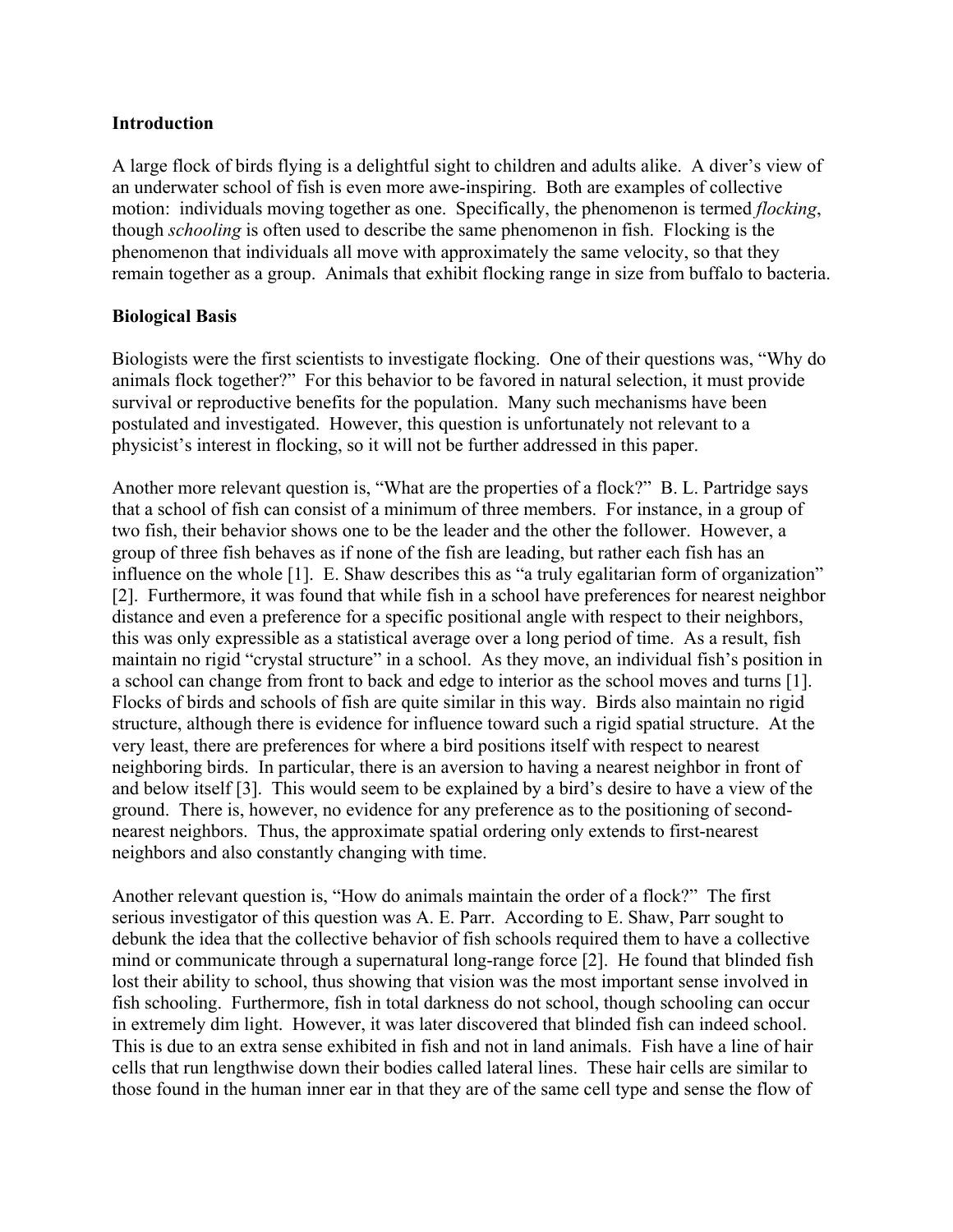## Introduction

A large flock of birds flying is a delightful sight to children and adults alike. A diver's view of an underwater school of fish is even more awe-inspiring. Both are examples of collective motion: individuals moving together as one. Specifically, the phenomenon is termed *flocking*, though *schooling* is often used to describe the same phenomenon in fish. Flocking is the phenomenon that individuals all move with approximately the same velocity, so that they remain together as a group. Animals that exhibit flocking range in size from buffalo to bacteria.

## Biological Basis

Biologists were the first scientists to investigate flocking. One of their questions was, "Why do animals flock together?" For this behavior to be favored in natural selection, it must provide survival or reproductive benefits for the population. Many such mechanisms have been postulated and investigated. However, this question is unfortunately not relevant to a physicist's interest in flocking, so it will not be further addressed in this paper.

Another more relevant question is, "What are the properties of a flock?" B. L. Partridge says that a school of fish can consist of a minimum of three members. For instance, in a group of two fish, their behavior shows one to be the leader and the other the follower. However, a group of three fish behaves as if none of the fish are leading, but rather each fish has an influence on the whole [1]. E. Shaw describes this as "a truly egalitarian form of organization" [2]. Furthermore, it was found that while fish in a school have preferences for nearest neighbor distance and even a preference for a specific positional angle with respect to their neighbors, this was only expressible as a statistical average over a long period of time. As a result, fish maintain no rigid "crystal structure" in a school. As they move, an individual fish's position in a school can change from front to back and edge to interior as the school moves and turns [1]. Flocks of birds and schools of fish are quite similar in this way. Birds also maintain no rigid structure, although there is evidence for influence toward such a rigid spatial structure. At the very least, there are preferences for where a bird positions itself with respect to nearest neighboring birds. In particular, there is an aversion to having a nearest neighbor in front of and below itself [3]. This would seem to be explained by a bird's desire to have a view of the ground. There is, however, no evidence for any preference as to the positioning of second-nearest neighbors. Thus, the approximate spatial ordering only extends to first-nearest neighbors and also constantly changing with time.

Another relevant question is, "How do animals maintain the order of a flock?" The first serious investigator of this question was A. E. Parr. According to E. Shaw, Parr sought to debunk the idea that the collective behavior of fish schools required them to have a collective mind or communicate through a supernatural long-range force [2]. He found that blinded fish lost their ability to school, thus showing that vision was the most important sense involved in fish schooling. Furthermore, fish in total darkness do not school, though schooling can occur in extremely dim light. However, it was later discovered that blinded fish can indeed school. This is due to an extra sense exhibited in fish and not in land animals. Fish have a line of hair cells that run lengthwise down their bodies called lateral lines. These hair cells are similar to those found in the human inner ear in that they are of the same cell type and sense the flow of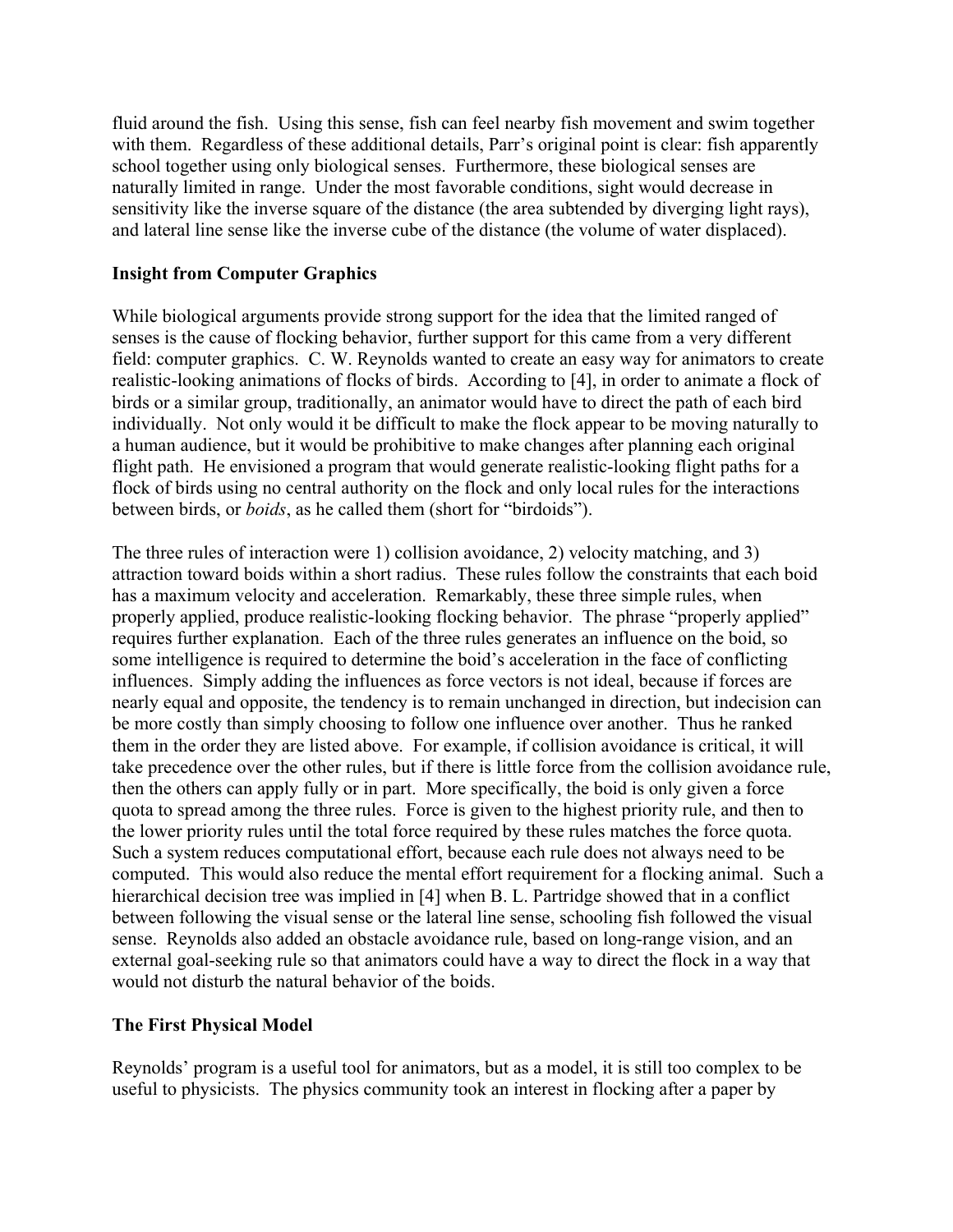fluid around the fish. Using this sense, fish can feel nearby fish movement and swim together with them. Regardless of these additional details, Parr's original point is clear: fish apparently school together using only biological senses. Furthermore, these biological senses are naturally limited in range. Under the most favorable conditions, sight would decrease in sensitivity like the inverse square of the distance (the area subtended by diverging light rays), and lateral line sense like the inverse cube of the distance (the volume of water displaced).

**Insight from Computer Graphics**

While biological arguments provide strong support for the idea that the limited ranged of senses is the cause of flocking behavior, further support for this came from a very different field: computer graphics. C. W. Reynolds wanted to create an easy way for animators to create realistic-looking animations of flocks of birds. According to [4], in order to animate a flock of birds or a similar group, traditionally, an animator would have to direct the path of each bird individually. Not only would it be difficult to make the flock appear to be moving naturally to a human audience, but it would be prohibitive to make changes after planning each original flight path. He envisioned a program that would generate realistic-looking flight paths for a flock of birds using no central authority on the flock and only local rules for the interactions between birds, or *boids*, as he called them (short for "birdoids").

The three rules of interaction were 1) collision avoidance, 2) velocity matching, and 3) attraction toward boids within a short radius. These rules follow the constraints that each boid has a maximum velocity and acceleration. Remarkably, these three simple rules, when properly applied, produce realistic-looking flocking behavior. The phrase "properly applied" requires further explanation. Each of the three rules generates an influence on the boid, so some intelligence is required to determine the boid's acceleration in the face of conflicting influences. Simply adding the influences as force vectors is not ideal, because if forces are nearly equal and opposite, the tendency is to remain unchanged in direction, but indecision can be more costly than simply choosing to follow one influence over another. Thus he ranked them in the order they are listed above. For example, if collision avoidance is critical, it will take precedence over the other rules, but if there is little force from the collision avoidance rule, then the others can apply fully or in part. More specifically, the boid is only given a force quota to spread among the three rules. Force is given to the highest priority rule, and then to the lower priority rules until the total force required by these rules matches the force quota. Such a system reduces computational effort, because each rule does not always need to be computed. This would also reduce the mental effort requirement for a flocking animal. Such a hierarchical decision tree was implied in [4] when B. L. Partridge showed that in a conflict between following the visual sense or the lateral line sense, schooling fish followed the visual sense. Reynolds also added an obstacle avoidance rule, based on long-range vision, and an external goal-seeking rule so that animators could have a way to direct the flock in a way that would not disturb the natural behavior of the boids.

**The First Physical Model**

Reynolds' program is a useful tool for animators, but as a model, it is still too complex to be useful to physicists. The physics community took an interest in flocking after a paper by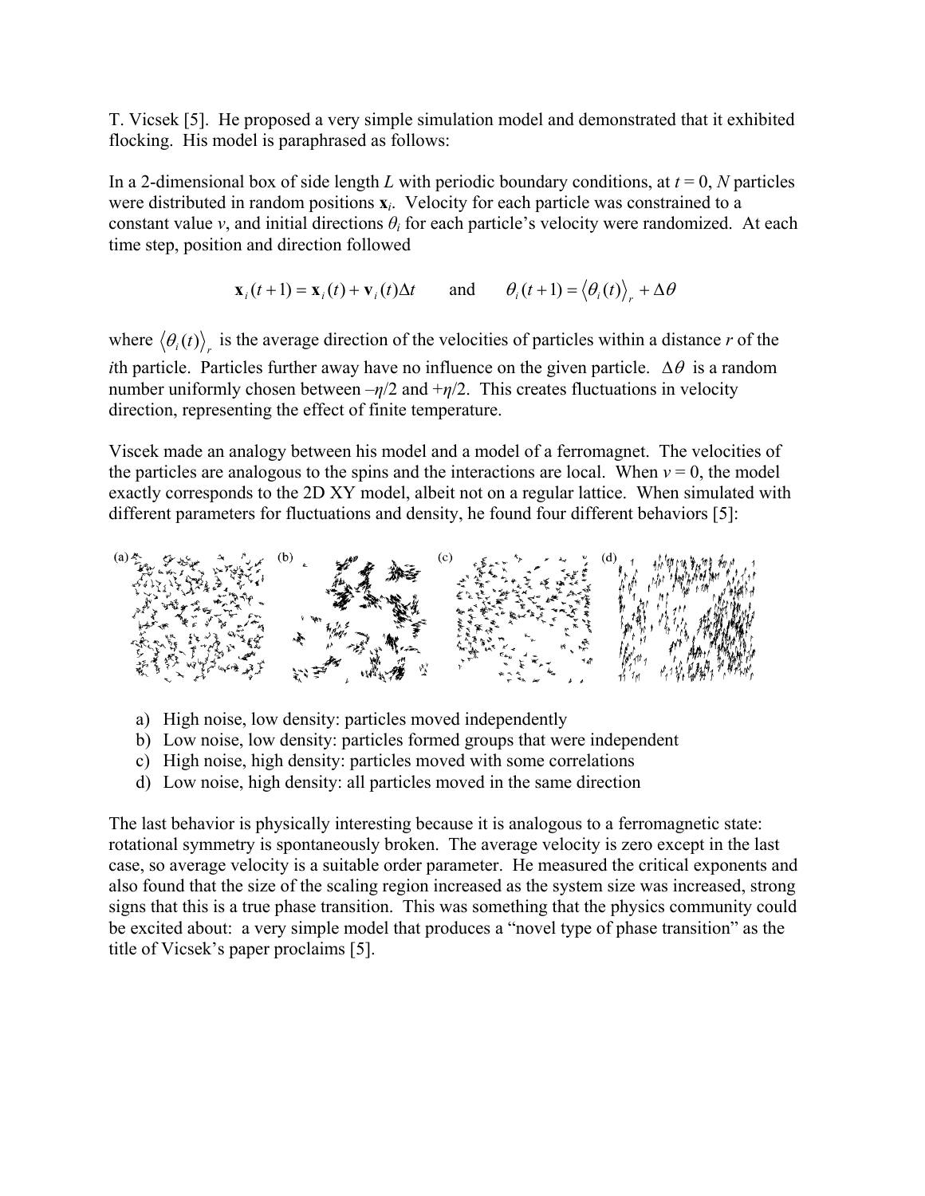T. Vicsek [5]. He proposed a very simple simulation model and demonstrated that it exhibited flocking. His model is paraphrased as follows:

In a 2-dimensional box of side length $L$ with periodic boundary conditions, at $t = 0$, $N$ particles were distributed in random positions $\mathbf{x}_i$. Velocity for each particle was constrained to a constant value $v$, and initial directions $\theta_i$ for each particle's velocity were randomized. At each time step, position and direction followed

$$\mathbf{x}_i(t+1) = \mathbf{x}_i(t) + \mathbf{v}_i(t)\Delta t \qquad \text{and} \qquad \theta_i(t+1) = \langle \theta_i(t) \rangle_r + \Delta\theta$$

where $\langle \theta_i(t) \rangle_r$ is the average direction of the velocities of particles within a distance $r$ of the $i$th particle. Particles further away have no influence on the given particle. $\Delta\theta$ is a random number uniformly chosen between $-\eta/2$ and $+\eta/2$. This creates fluctuations in velocity direction, representing the effect of finite temperature.

Viscek made an analogy between his model and a model of a ferromagnet. The velocities of the particles are analogous to the spins and the interactions are local. When $v = 0$, the model exactly corresponds to the 2D XY model, albeit not on a regular lattice. When simulated with different parameters for fluctuations and density, he found four different behaviors [5]:

a) High noise, low density: particles moved independently
b) Low noise, low density: particles formed groups that were independent
c) High noise, high density: particles moved with some correlations
d) Low noise, high density: all particles moved in the same direction

The last behavior is physically interesting because it is analogous to a ferromagnetic state: rotational symmetry is spontaneously broken. The average velocity is zero except in the last case, so average velocity is a suitable order parameter. He measured the critical exponents and also found that the size of the scaling region increased as the system size was increased, strong signs that this is a true phase transition. This was something that the physics community could be excited about: a very simple model that produces a "novel type of phase transition" as the title of Vicsek's paper proclaims [5].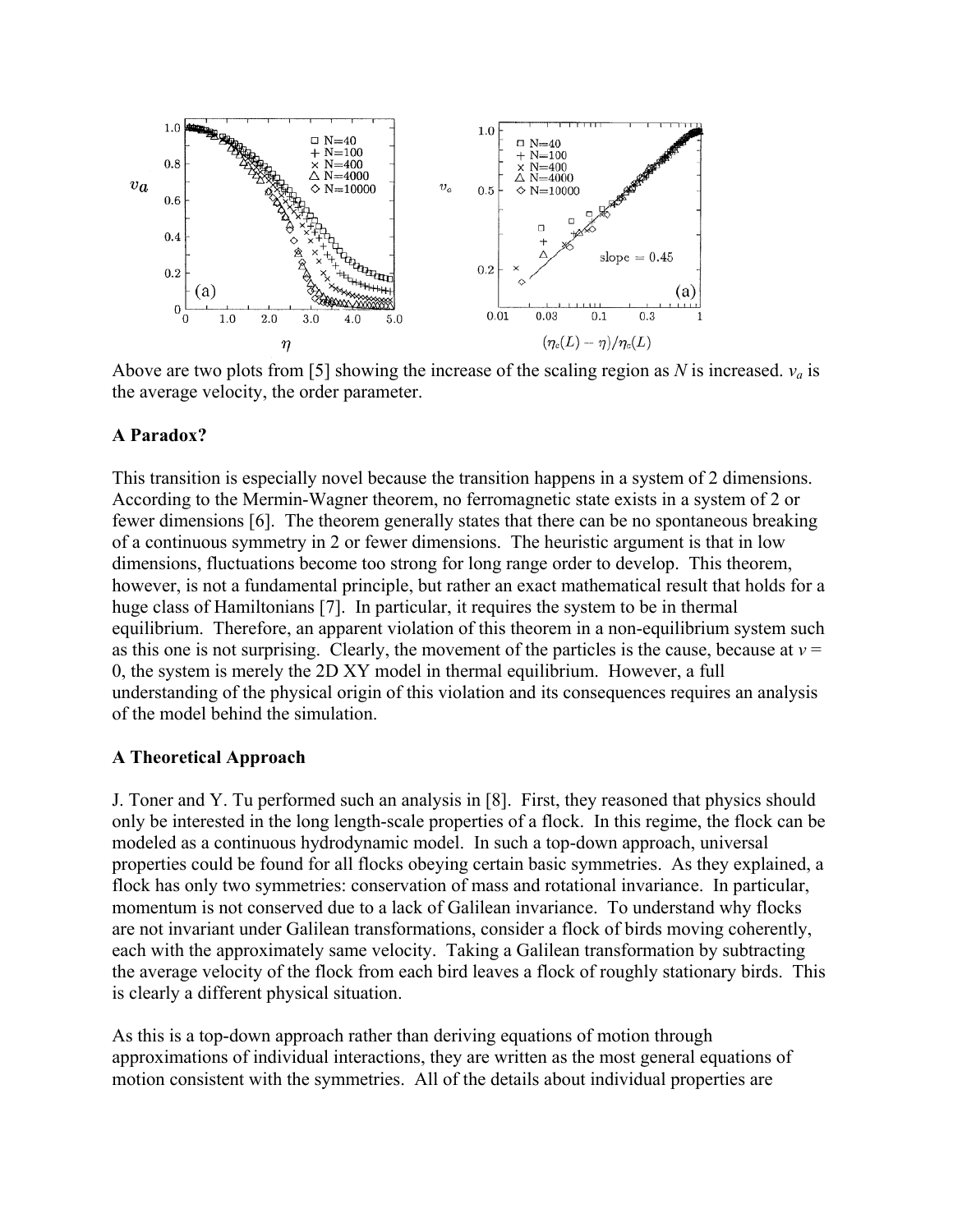Above are two plots from [5] showing the increase of the scaling region as $N$ is increased. $v_a$ is the average velocity, the order parameter.

**A Paradox?**

This transition is especially novel because the transition happens in a system of 2 dimensions. According to the Mermin-Wagner theorem, no ferromagnetic state exists in a system of 2 or fewer dimensions [6]. The theorem generally states that there can be no spontaneous breaking of a continuous symmetry in 2 or fewer dimensions. The heuristic argument is that in low dimensions, fluctuations become too strong for long range order to develop. This theorem, however, is not a fundamental principle, but rather an exact mathematical result that holds for a huge class of Hamiltonians [7]. In particular, it requires the system to be in thermal equilibrium. Therefore, an apparent violation of this theorem in a non-equilibrium system such as this one is not surprising. Clearly, the movement of the particles is the cause, because at $v = 0$, the system is merely the 2D XY model in thermal equilibrium. However, a full understanding of the physical origin of this violation and its consequences requires an analysis of the model behind the simulation.

**A Theoretical Approach**

J. Toner and Y. Tu performed such an analysis in [8]. First, they reasoned that physics should only be interested in the long length-scale properties of a flock. In this regime, the flock can be modeled as a continuous hydrodynamic model. In such a top-down approach, universal properties could be found for all flocks obeying certain basic symmetries. As they explained, a flock has only two symmetries: conservation of mass and rotational invariance. In particular, momentum is not conserved due to a lack of Galilean invariance. To understand why flocks are not invariant under Galilean transformations, consider a flock of birds moving coherently, each with the approximately same velocity. Taking a Galilean transformation by subtracting the average velocity of the flock from each bird leaves a flock of roughly stationary birds. This is clearly a different physical situation.

As this is a top-down approach rather than deriving equations of motion through approximations of individual interactions, they are written as the most general equations of motion consistent with the symmetries. All of the details about individual properties are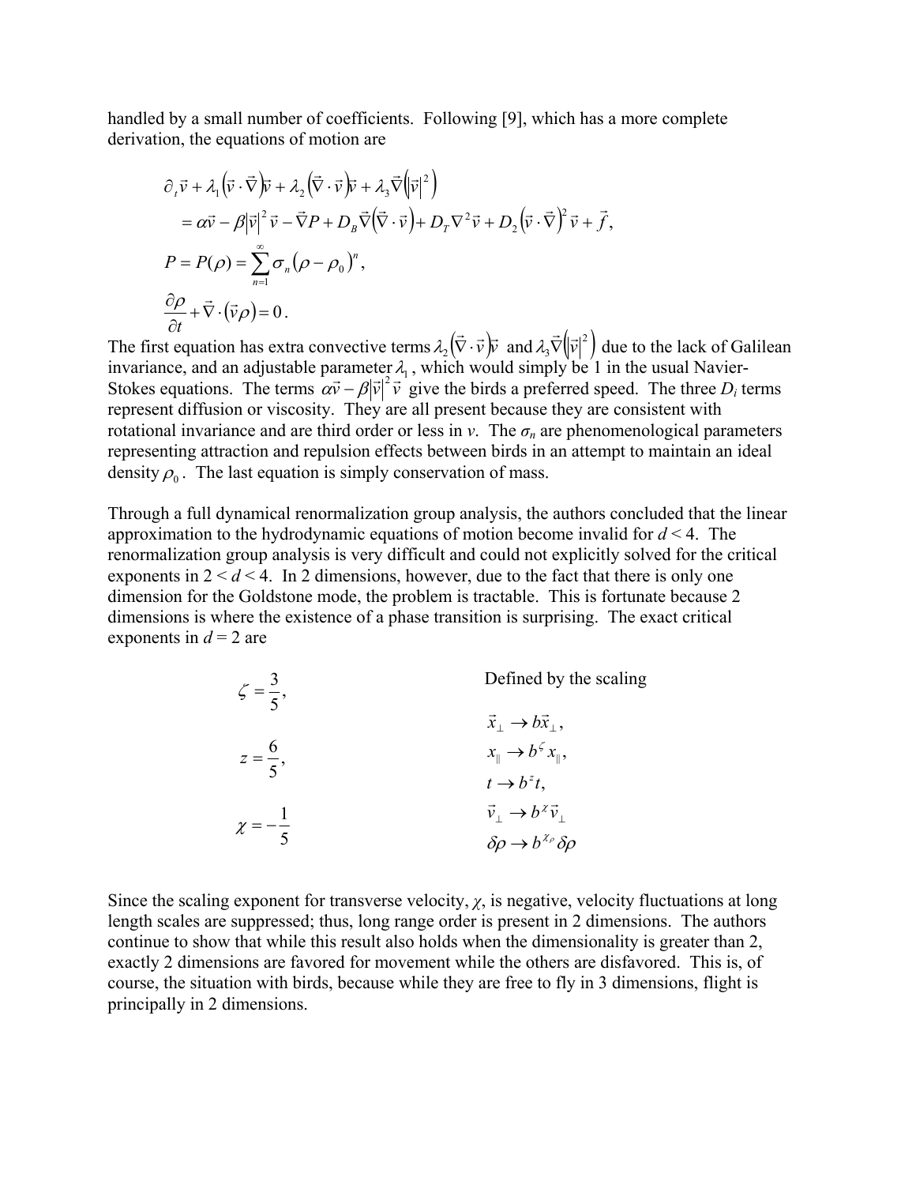handled by a small number of coefficients. Following [9], which has a more complete derivation, the equations of motion are

$$
\begin{aligned}
&\partial_t \vec{v} + \lambda_1 \left(\vec{v}\cdot\vec{\nabla}\right)\vec{v} + \lambda_2 \left(\vec{\nabla}\cdot\vec{v}\right)\vec{v} + \lambda_3 \vec{\nabla}\left(\left|\vec{v}\right|^2\right) \\
&\quad = \alpha\vec{v} - \beta\left|\vec{v}\right|^2 \vec{v} - \vec{\nabla}P + D_B \vec{\nabla}\left(\vec{\nabla}\cdot\vec{v}\right) + D_T \nabla^2 \vec{v} + D_2 \left(\vec{v}\cdot\vec{\nabla}\right)^2 \vec{v} + \vec{f}, \\
&P = P(\rho) = \sum_{n=1}^{\infty} \sigma_n \left(\rho - \rho_0\right)^n, \\
&\frac{\partial \rho}{\partial t} + \vec{\nabla}\cdot\left(\vec{v}\rho\right) = 0.
\end{aligned}
$$

The first equation has extra convective terms $\lambda_2\left(\vec{\nabla}\cdot\vec{v}\right)\vec{v}$ and $\lambda_3\vec{\nabla}\left(\left|\vec{v}\right|^2\right)$ due to the lack of Galilean invariance, and an adjustable parameter $\lambda_1$, which would simply be 1 in the usual Navier-Stokes equations. The terms $\alpha\vec{v} - \beta\left|\vec{v}\right|^2 \vec{v}$ give the birds a preferred speed. The three $D_i$ terms represent diffusion or viscosity. They are all present because they are consistent with rotational invariance and are third order or less in $v$. The $\sigma_n$ are phenomenological parameters representing attraction and repulsion effects between birds in an attempt to maintain an ideal density $\rho_0$. The last equation is simply conservation of mass.

Through a full dynamical renormalization group analysis, the authors concluded that the linear approximation to the hydrodynamic equations of motion become invalid for $d < 4$. The renormalization group analysis is very difficult and could not explicitly solved for the critical exponents in $2 < d < 4$. In 2 dimensions, however, due to the fact that there is only one dimension for the Goldstone mode, the problem is tractable. This is fortunate because 2 dimensions is where the existence of a phase transition is surprising. The exact critical exponents in $d = 2$ are

$$\zeta = \frac{3}{5}, \qquad z = \frac{6}{5}, \qquad \chi = -\frac{1}{5}$$

Defined by the scaling

$$
\begin{aligned}
&\vec{x}_\perp \to b\vec{x}_\perp, \\
&x_\parallel \to b^\zeta x_\parallel, \\
&t \to b^z t, \\
&\vec{v}_\perp \to b^\chi \vec{v}_\perp \\
&\delta\rho \to b^{\chi_\rho} \delta\rho
\end{aligned}
$$

Since the scaling exponent for transverse velocity, $\chi$, is negative, velocity fluctuations at long length scales are suppressed; thus, long range order is present in 2 dimensions. The authors continue to show that while this result also holds when the dimensionality is greater than 2, exactly 2 dimensions are favored for movement while the others are disfavored. This is, of course, the situation with birds, because while they are free to fly in 3 dimensions, flight is principally in 2 dimensions.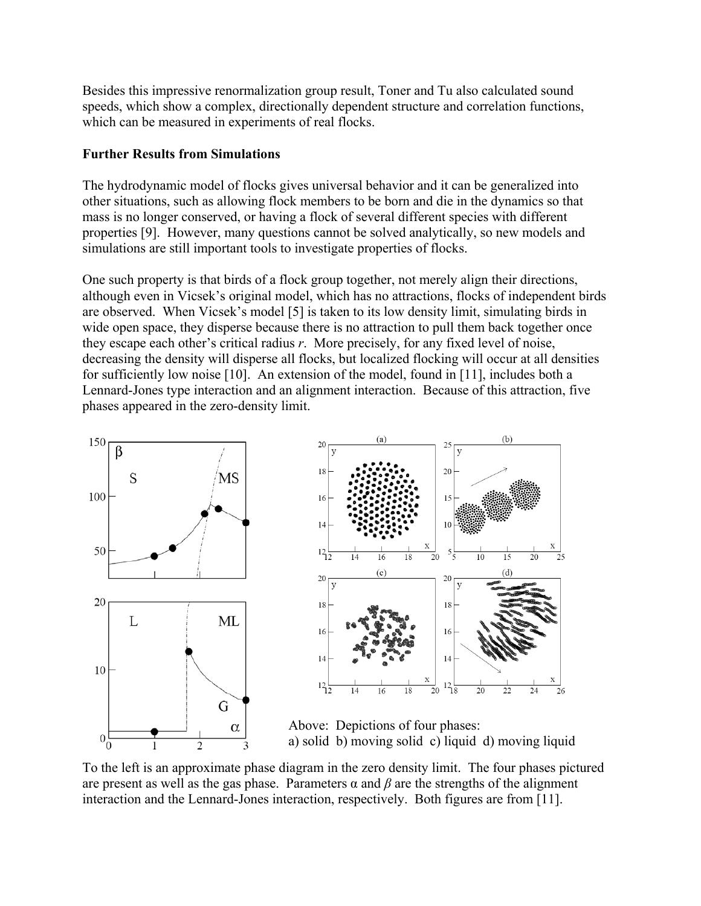Besides this impressive renormalization group result, Toner and Tu also calculated sound speeds, which show a complex, directionally dependent structure and correlation functions, which can be measured in experiments of real flocks.

**Further Results from Simulations**

The hydrodynamic model of flocks gives universal behavior and it can be generalized into other situations, such as allowing flock members to be born and die in the dynamics so that mass is no longer conserved, or having a flock of several different species with different properties [9]. However, many questions cannot be solved analytically, so new models and simulations are still important tools to investigate properties of flocks.

One such property is that birds of a flock group together, not merely align their directions, although even in Vicsek's original model, which has no attractions, flocks of independent birds are observed. When Vicsek's model [5] is taken to its low density limit, simulating birds in wide open space, they disperse because there is no attraction to pull them back together once they escape each other's critical radius *r*. More precisely, for any fixed level of noise, decreasing the density will disperse all flocks, but localized flocking will occur at all densities for sufficiently low noise [10]. An extension of the model, found in [11], includes both a Lennard-Jones type interaction and an alignment interaction. Because of this attraction, five phases appeared in the zero-density limit.

Above: Depictions of four phases:
a) solid b) moving solid c) liquid d) moving liquid

To the left is an approximate phase diagram in the zero density limit. The four phases pictured are present as well as the gas phase. Parameters $\alpha$ and $\beta$ are the strengths of the alignment interaction and the Lennard-Jones interaction, respectively. Both figures are from [11].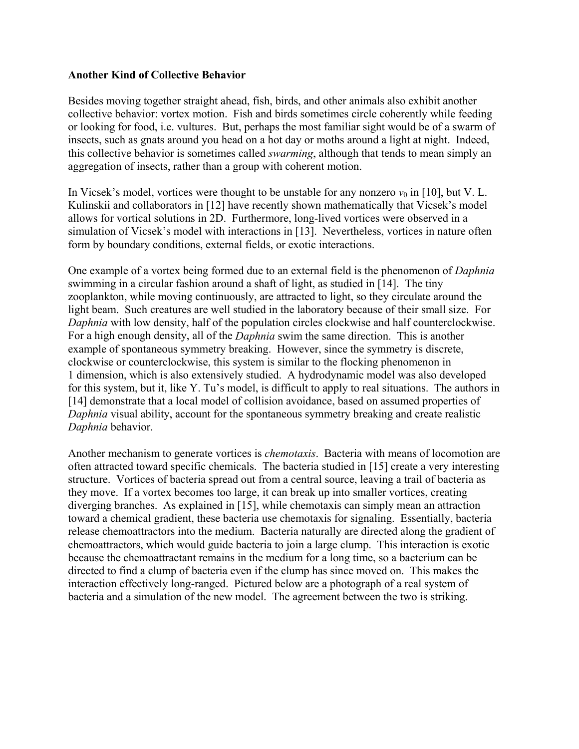**Another Kind of Collective Behavior**

Besides moving together straight ahead, fish, birds, and other animals also exhibit another collective behavior: vortex motion. Fish and birds sometimes circle coherently while feeding or looking for food, i.e. vultures. But, perhaps the most familiar sight would be of a swarm of insects, such as gnats around you head on a hot day or moths around a light at night. Indeed, this collective behavior is sometimes called *swarming*, although that tends to mean simply an aggregation of insects, rather than a group with coherent motion.

In Vicsek's model, vortices were thought to be unstable for any nonzero $v_0$ in [10], but V. L. Kulinskii and collaborators in [12] have recently shown mathematically that Vicsek's model allows for vortical solutions in 2D. Furthermore, long-lived vortices were observed in a simulation of Vicsek's model with interactions in [13]. Nevertheless, vortices in nature often form by boundary conditions, external fields, or exotic interactions.

One example of a vortex being formed due to an external field is the phenomenon of *Daphnia* swimming in a circular fashion around a shaft of light, as studied in [14]. The tiny zooplankton, while moving continuously, are attracted to light, so they circulate around the light beam. Such creatures are well studied in the laboratory because of their small size. For *Daphnia* with low density, half of the population circles clockwise and half counterclockwise. For a high enough density, all of the *Daphnia* swim the same direction. This is another example of spontaneous symmetry breaking. However, since the symmetry is discrete, clockwise or counterclockwise, this system is similar to the flocking phenomenon in 1 dimension, which is also extensively studied. A hydrodynamic model was also developed for this system, but it, like Y. Tu's model, is difficult to apply to real situations. The authors in [14] demonstrate that a local model of collision avoidance, based on assumed properties of *Daphnia* visual ability, account for the spontaneous symmetry breaking and create realistic *Daphnia* behavior.

Another mechanism to generate vortices is *chemotaxis*. Bacteria with means of locomotion are often attracted toward specific chemicals. The bacteria studied in [15] create a very interesting structure. Vortices of bacteria spread out from a central source, leaving a trail of bacteria as they move. If a vortex becomes too large, it can break up into smaller vortices, creating diverging branches. As explained in [15], while chemotaxis can simply mean an attraction toward a chemical gradient, these bacteria use chemotaxis for signaling. Essentially, bacteria release chemoattractors into the medium. Bacteria naturally are directed along the gradient of chemoattractors, which would guide bacteria to join a large clump. This interaction is exotic because the chemoattractant remains in the medium for a long time, so a bacterium can be directed to find a clump of bacteria even if the clump has since moved on. This makes the interaction effectively long-ranged. Pictured below are a photograph of a real system of bacteria and a simulation of the new model. The agreement between the two is striking.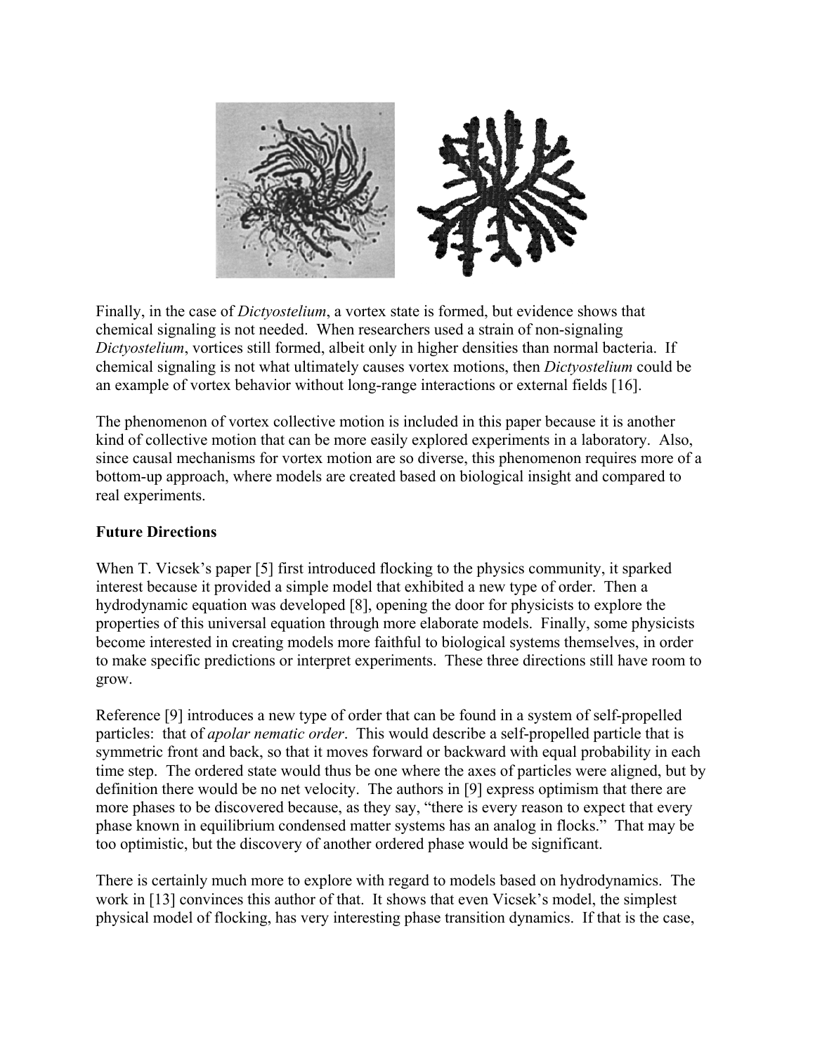Finally, in the case of *Dictyostelium*, a vortex state is formed, but evidence shows that chemical signaling is not needed. When researchers used a strain of non-signaling *Dictyostelium*, vortices still formed, albeit only in higher densities than normal bacteria. If chemical signaling is not what ultimately causes vortex motions, then *Dictyostelium* could be an example of vortex behavior without long-range interactions or external fields [16].

The phenomenon of vortex collective motion is included in this paper because it is another kind of collective motion that can be more easily explored experiments in a laboratory. Also, since causal mechanisms for vortex motion are so diverse, this phenomenon requires more of a bottom-up approach, where models are created based on biological insight and compared to real experiments.

**Future Directions**

When T. Vicsek's paper [5] first introduced flocking to the physics community, it sparked interest because it provided a simple model that exhibited a new type of order. Then a hydrodynamic equation was developed [8], opening the door for physicists to explore the properties of this universal equation through more elaborate models. Finally, some physicists become interested in creating models more faithful to biological systems themselves, in order to make specific predictions or interpret experiments. These three directions still have room to grow.

Reference [9] introduces a new type of order that can be found in a system of self-propelled particles: that of *apolar nematic order*. This would describe a self-propelled particle that is symmetric front and back, so that it moves forward or backward with equal probability in each time step. The ordered state would thus be one where the axes of particles were aligned, but by definition there would be no net velocity. The authors in [9] express optimism that there are more phases to be discovered because, as they say, "there is every reason to expect that every phase known in equilibrium condensed matter systems has an analog in flocks." That may be too optimistic, but the discovery of another ordered phase would be significant.

There is certainly much more to explore with regard to models based on hydrodynamics. The work in [13] convinces this author of that. It shows that even Vicsek's model, the simplest physical model of flocking, has very interesting phase transition dynamics. If that is the case,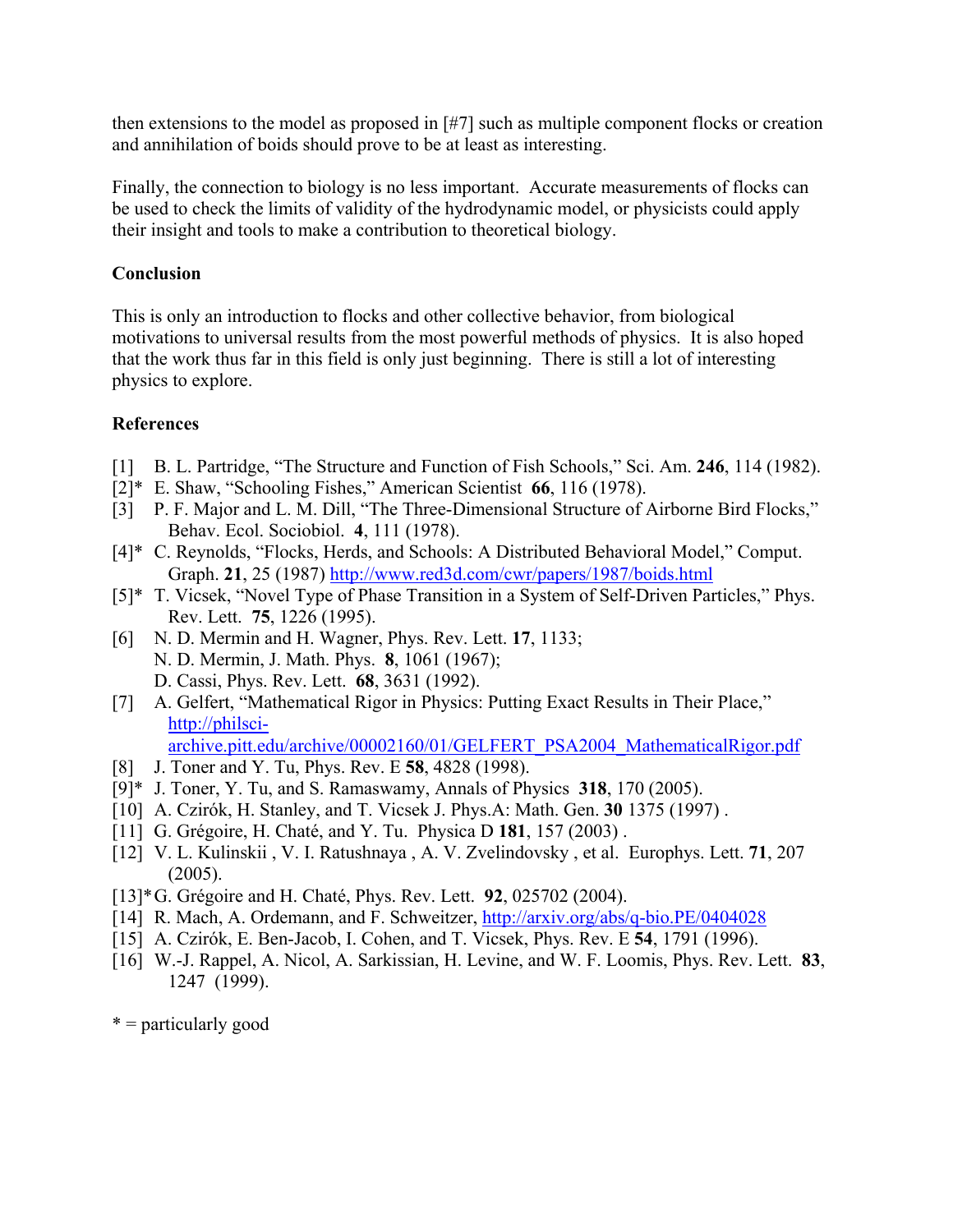then extensions to the model as proposed in [#7] such as multiple component flocks or creation and annihilation of boids should prove to be at least as interesting.

Finally, the connection to biology is no less important. Accurate measurements of flocks can be used to check the limits of validity of the hydrodynamic model, or physicists could apply their insight and tools to make a contribution to theoretical biology.

**Conclusion**

This is only an introduction to flocks and other collective behavior, from biological motivations to universal results from the most powerful methods of physics. It is also hoped that the work thus far in this field is only just beginning. There is still a lot of interesting physics to explore.

**References**

[1] B. L. Partridge, "The Structure and Function of Fish Schools," Sci. Am. **246**, 114 (1982).
[2]* E. Shaw, "Schooling Fishes," American Scientist **66**, 116 (1978).
[3] P. F. Major and L. M. Dill, "The Three-Dimensional Structure of Airborne Bird Flocks," Behav. Ecol. Sociobiol. **4**, 111 (1978).
[4]* C. Reynolds, "Flocks, Herds, and Schools: A Distributed Behavioral Model," Comput. Graph. **21**, 25 (1987) http://www.red3d.com/cwr/papers/1987/boids.html
[5]* T. Vicsek, "Novel Type of Phase Transition in a System of Self-Driven Particles," Phys. Rev. Lett. **75**, 1226 (1995).
[6] N. D. Mermin and H. Wagner, Phys. Rev. Lett. **17**, 1133;
N. D. Mermin, J. Math. Phys. **8**, 1061 (1967);
D. Cassi, Phys. Rev. Lett. **68**, 3631 (1992).
[7] A. Gelfert, "Mathematical Rigor in Physics: Putting Exact Results in Their Place," http://philsci-archive.pitt.edu/archive/00002160/01/GELFERT_PSA2004_MathematicalRigor.pdf
[8] J. Toner and Y. Tu, Phys. Rev. E **58**, 4828 (1998).
[9]* J. Toner, Y. Tu, and S. Ramaswamy, Annals of Physics **318**, 170 (2005).
[10] A. Czirók, H. Stanley, and T. Vicsek J. Phys.A: Math. Gen. **30** 1375 (1997) .
[11] G. Grégoire, H. Chaté, and Y. Tu. Physica D **181**, 157 (2003) .
[12] V. L. Kulinskii , V. I. Ratushnaya , A. V. Zvelindovsky , et al. Europhys. Lett. **71**, 207 (2005).
[13]* G. Grégoire and H. Chaté, Phys. Rev. Lett. **92**, 025702 (2004).
[14] R. Mach, A. Ordemann, and F. Schweitzer, http://arxiv.org/abs/q-bio.PE/0404028
[15] A. Czirók, E. Ben-Jacob, I. Cohen, and T. Vicsek, Phys. Rev. E **54**, 1791 (1996).
[16] W.-J. Rappel, A. Nicol, A. Sarkissian, H. Levine, and W. F. Loomis, Phys. Rev. Lett. **83**, 1247 (1999).

* = particularly good